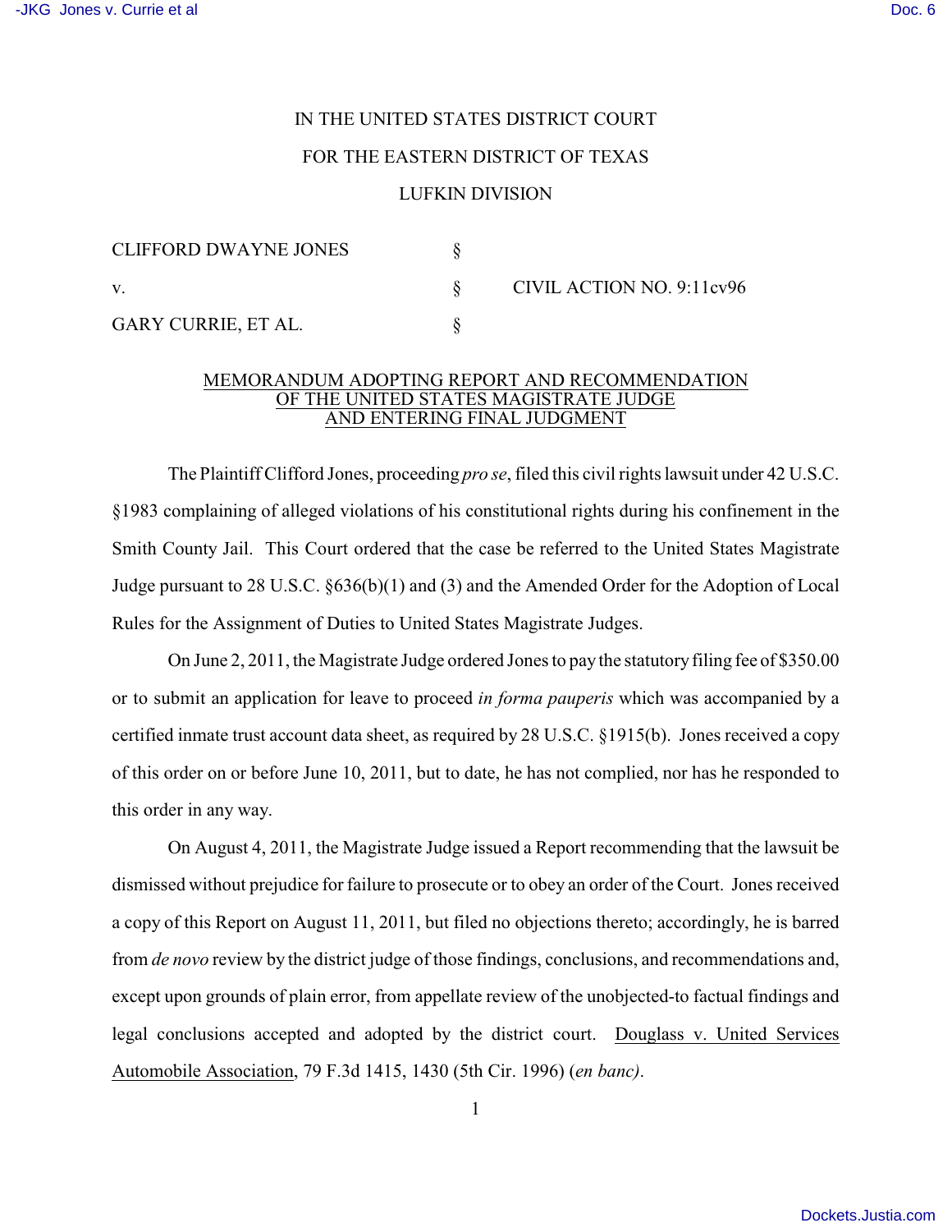IN THE UNITED STATES DISTRICT COURT

FOR THE EASTERN DISTRICT OF TEXAS

LUFKIN DIVISION

| | | |
|---|---|---|
| CLIFFORD DWAYNE JONES | § | |
| v. | § | CIVIL ACTION NO. 9:11cv96 |
| GARY CURRIE, ET AL. | § | |

MEMORANDUM ADOPTING REPORT AND RECOMMENDATION OF THE UNITED STATES MAGISTRATE JUDGE AND ENTERING FINAL JUDGMENT

The Plaintiff Clifford Jones, proceeding *pro se*, filed this civil rights lawsuit under 42 U.S.C. §1983 complaining of alleged violations of his constitutional rights during his confinement in the Smith County Jail. This Court ordered that the case be referred to the United States Magistrate Judge pursuant to 28 U.S.C. §636(b)(1) and (3) and the Amended Order for the Adoption of Local Rules for the Assignment of Duties to United States Magistrate Judges.

On June 2, 2011, the Magistrate Judge ordered Jones to pay the statutory filing fee of $350.00 or to submit an application for leave to proceed *in forma pauperis* which was accompanied by a certified inmate trust account data sheet, as required by 28 U.S.C. §1915(b). Jones received a copy of this order on or before June 10, 2011, but to date, he has not complied, nor has he responded to this order in any way.

On August 4, 2011, the Magistrate Judge issued a Report recommending that the lawsuit be dismissed without prejudice for failure to prosecute or to obey an order of the Court. Jones received a copy of this Report on August 11, 2011, but filed no objections thereto; accordingly, he is barred from *de novo* review by the district judge of those findings, conclusions, and recommendations and, except upon grounds of plain error, from appellate review of the unobjected-to factual findings and legal conclusions accepted and adopted by the district court. Douglass v. United Services Automobile Association, 79 F.3d 1415, 1430 (5th Cir. 1996) (*en banc)*.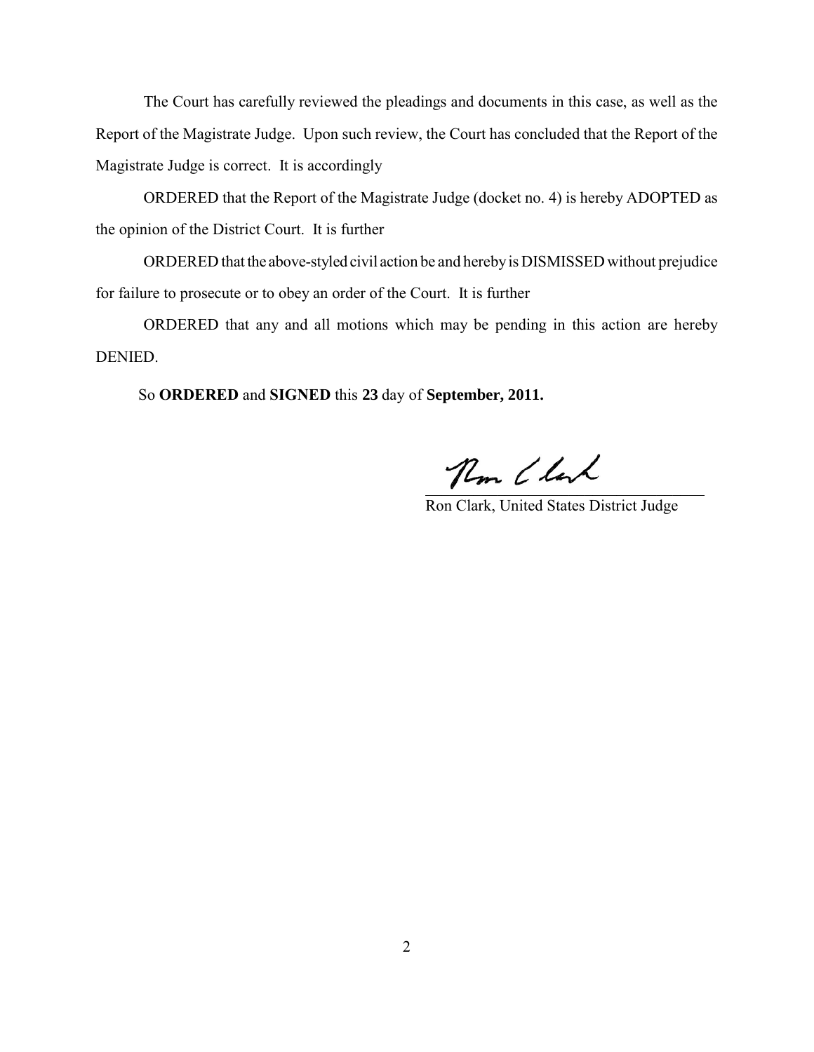The Court has carefully reviewed the pleadings and documents in this case, as well as the Report of the Magistrate Judge. Upon such review, the Court has concluded that the Report of the Magistrate Judge is correct. It is accordingly

ORDERED that the Report of the Magistrate Judge (docket no. 4) is hereby ADOPTED as the opinion of the District Court. It is further

ORDERED that the above-styled civil action be and hereby is DISMISSED without prejudice for failure to prosecute or to obey an order of the Court. It is further

ORDERED that any and all motions which may be pending in this action are hereby DENIED.

So **ORDERED** and **SIGNED** this **23** day of **September, 2011.**

Ron Clark, United States District Judge